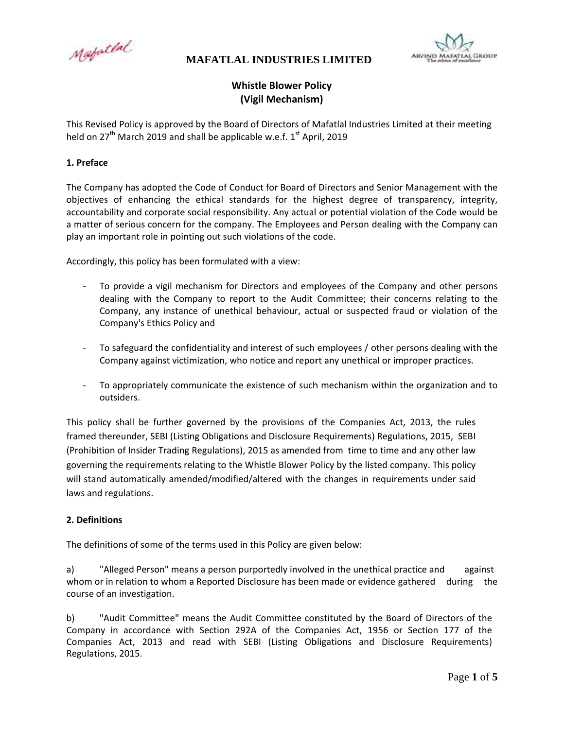# MAFATLAL INDUSTRIES LIMITED

## Whistle Blower Policy
## (Vigil Mechanism)

This Revised Policy is approved by the Board of Directors of Mafatlal Industries Limited at their meeting held on 27th March 2019 and shall be applicable w.e.f. 1st April, 2019

**1. Preface**

The Company has adopted the Code of Conduct for Board of Directors and Senior Management with the objectives of enhancing the ethical standards for the highest degree of transparency, integrity, accountability and corporate social responsibility. Any actual or potential violation of the Code would be a matter of serious concern for the company. The Employees and Person dealing with the Company can play an important role in pointing out such violations of the code.

Accordingly, this policy has been formulated with a view:

- To provide a vigil mechanism for Directors and employees of the Company and other persons dealing with the Company to report to the Audit Committee; their concerns relating to the Company, any instance of unethical behaviour, actual or suspected fraud or violation of the Company's Ethics Policy and

- To safeguard the confidentiality and interest of such employees / other persons dealing with the Company against victimization, who notice and report any unethical or improper practices.

- To appropriately communicate the existence of such mechanism within the organization and to outsiders.

This policy shall be further governed by the provisions of the Companies Act, 2013, the rules framed thereunder, SEBI (Listing Obligations and Disclosure Requirements) Regulations, 2015, SEBI (Prohibition of Insider Trading Regulations), 2015 as amended from time to time and any other law governing the requirements relating to the Whistle Blower Policy by the listed company. This policy will stand automatically amended/modified/altered with the changes in requirements under said laws and regulations.

**2. Definitions**

The definitions of some of the terms used in this Policy are given below:

a) "Alleged Person" means a person purportedly involved in the unethical practice and against whom or in relation to whom a Reported Disclosure has been made or evidence gathered during the course of an investigation.

b) "Audit Committee" means the Audit Committee constituted by the Board of Directors of the Company in accordance with Section 292A of the Companies Act, 1956 or Section 177 of the Companies Act, 2013 and read with SEBI (Listing Obligations and Disclosure Requirements) Regulations, 2015.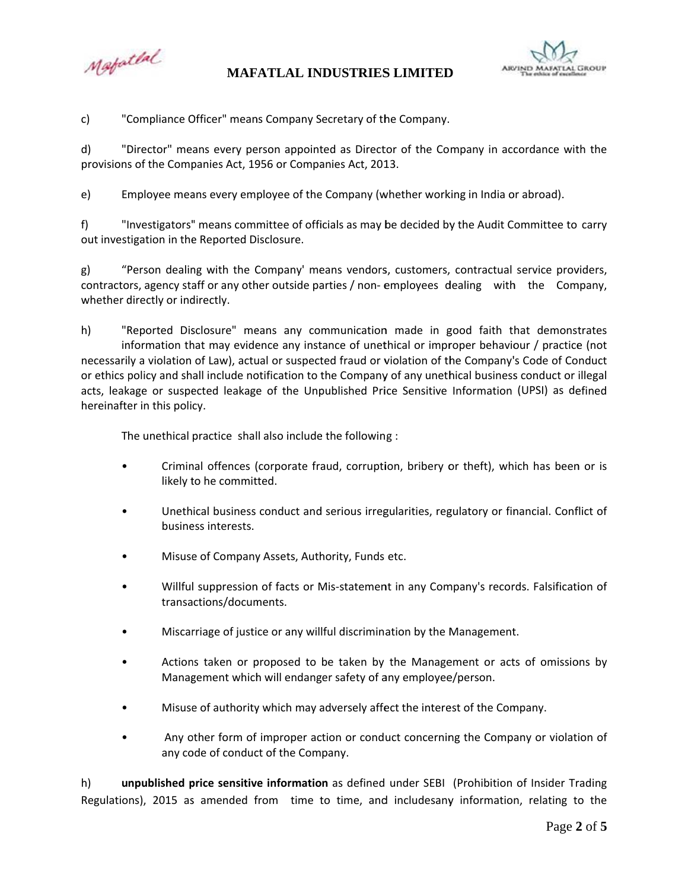c) "Compliance Officer" means Company Secretary of the Company.

d) "Director" means every person appointed as Director of the Company in accordance with the provisions of the Companies Act, 1956 or Companies Act, 2013.

e) Employee means every employee of the Company (whether working in India or abroad).

f) "Investigators" means committee of officials as may be decided by the Audit Committee to carry out investigation in the Reported Disclosure.

g) "Person dealing with the Company' means vendors, customers, contractual service providers, contractors, agency staff or any other outside parties / non- employees dealing with the Company, whether directly or indirectly.

h) "Reported Disclosure" means any communication made in good faith that demonstrates information that may evidence any instance of unethical or improper behaviour / practice (not necessarily a violation of Law), actual or suspected fraud or violation of the Company's Code of Conduct or ethics policy and shall include notification to the Company of any unethical business conduct or illegal acts, leakage or suspected leakage of the Unpublished Price Sensitive Information (UPSI) as defined hereinafter in this policy.

The unethical practice shall also include the following :

- Criminal offences (corporate fraud, corruption, bribery or theft), which has been or is likely to he committed.
- Unethical business conduct and serious irregularities, regulatory or financial. Conflict of business interests.
- Misuse of Company Assets, Authority, Funds etc.
- Willful suppression of facts or Mis-statement in any Company's records. Falsification of transactions/documents.
- Miscarriage of justice or any willful discrimination by the Management.
- Actions taken or proposed to be taken by the Management or acts of omissions by Management which will endanger safety of any employee/person.
- Misuse of authority which may adversely affect the interest of the Company.
- Any other form of improper action or conduct concerning the Company or violation of any code of conduct of the Company.

h) **unpublished price sensitive information** as defined under SEBI (Prohibition of Insider Trading Regulations), 2015 as amended from time to time, and includesany information, relating to the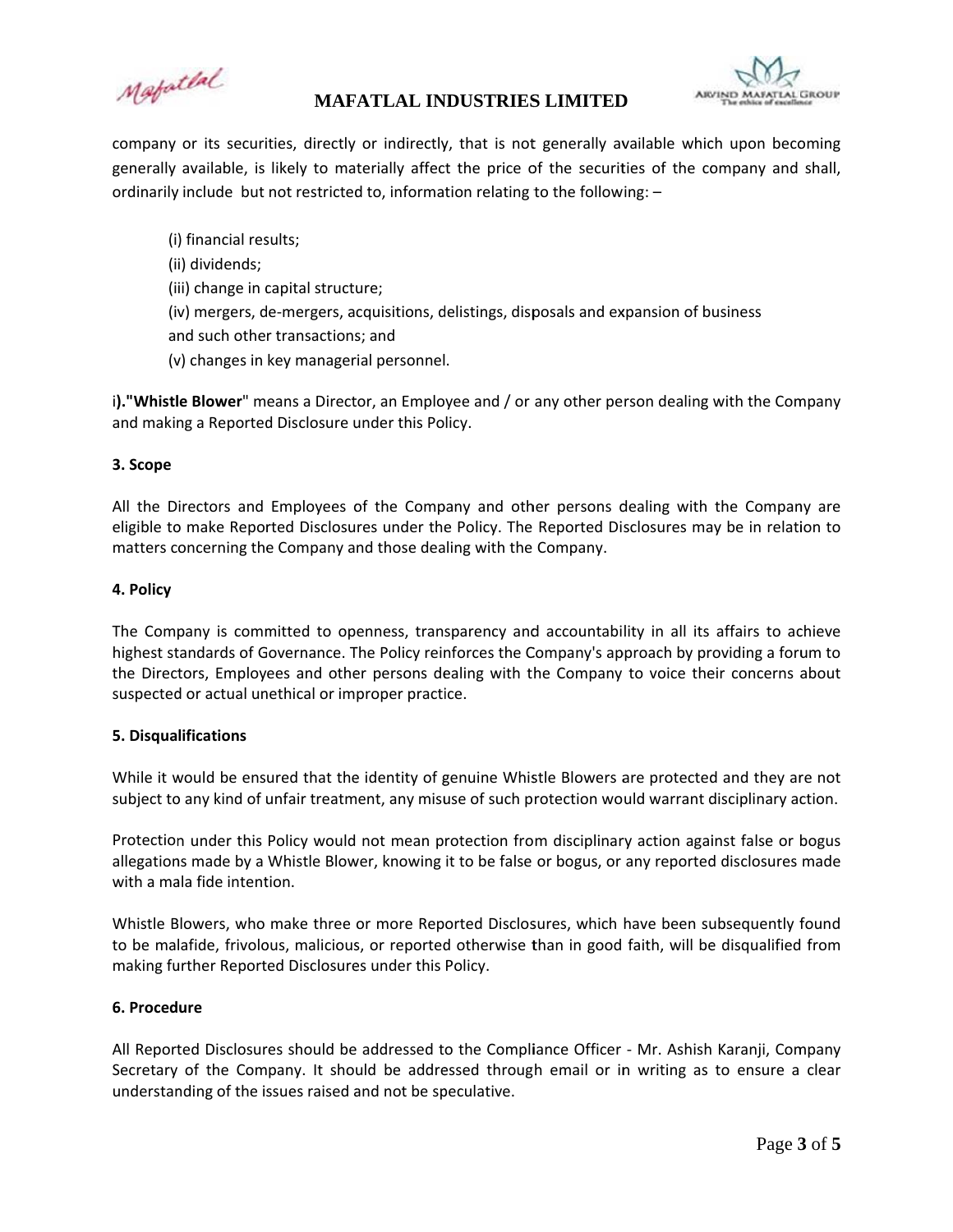company or its securities, directly or indirectly, that is not generally available which upon becoming generally available, is likely to materially affect the price of the securities of the company and shall, ordinarily include but not restricted to, information relating to the following: –

(i) financial results;
(ii) dividends;
(iii) change in capital structure;
(iv) mergers, de-mergers, acquisitions, delistings, disposals and expansion of business and such other transactions; and
(v) changes in key managerial personnel.

i**)."Whistle Blower**" means a Director, an Employee and / or any other person dealing with the Company and making a Reported Disclosure under this Policy.

**3. Scope**

All the Directors and Employees of the Company and other persons dealing with the Company are eligible to make Reported Disclosures under the Policy. The Reported Disclosures may be in relation to matters concerning the Company and those dealing with the Company.

**4. Policy**

The Company is committed to openness, transparency and accountability in all its affairs to achieve highest standards of Governance. The Policy reinforces the Company's approach by providing a forum to the Directors, Employees and other persons dealing with the Company to voice their concerns about suspected or actual unethical or improper practice.

**5. Disqualifications**

While it would be ensured that the identity of genuine Whistle Blowers are protected and they are not subject to any kind of unfair treatment, any misuse of such protection would warrant disciplinary action.

Protection under this Policy would not mean protection from disciplinary action against false or bogus allegations made by a Whistle Blower, knowing it to be false or bogus, or any reported disclosures made with a mala fide intention.

Whistle Blowers, who make three or more Reported Disclosures, which have been subsequently found to be malafide, frivolous, malicious, or reported otherwise than in good faith, will be disqualified from making further Reported Disclosures under this Policy.

**6. Procedure**

All Reported Disclosures should be addressed to the Compliance Officer - Mr. Ashish Karanji, Company Secretary of the Company. It should be addressed through email or in writing as to ensure a clear understanding of the issues raised and not be speculative.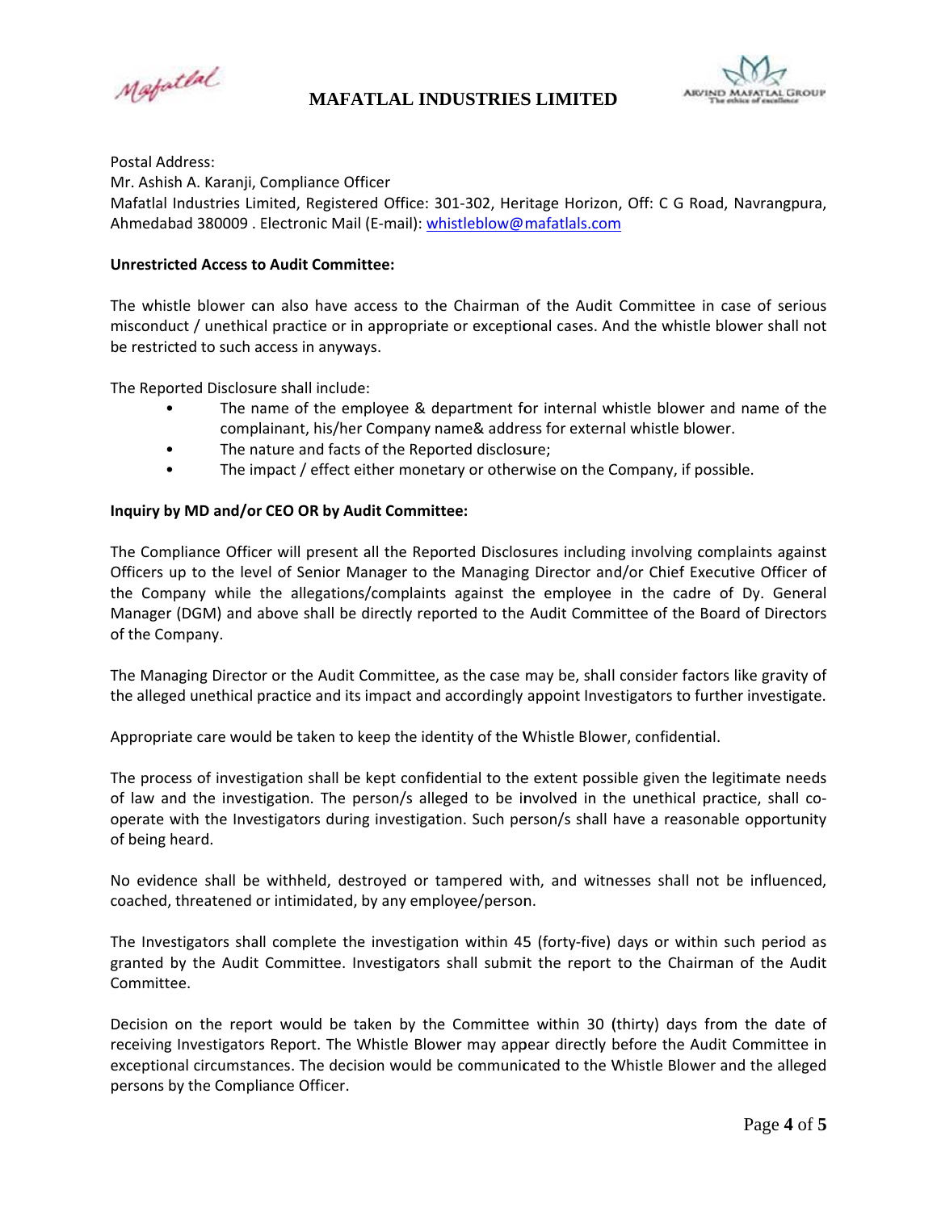Postal Address:
Mr. Ashish A. Karanji, Compliance Officer
Mafatlal Industries Limited, Registered Office: 301-302, Heritage Horizon, Off: C G Road, Navrangpura, Ahmedabad 380009 . Electronic Mail (E-mail): whistleblow@mafatlals.com

**Unrestricted Access to Audit Committee:**

The whistle blower can also have access to the Chairman of the Audit Committee in case of serious misconduct / unethical practice or in appropriate or exceptional cases. And the whistle blower shall not be restricted to such access in anyways.

The Reported Disclosure shall include:

- The name of the employee & department for internal whistle blower and name of the complainant, his/her Company name& address for external whistle blower.
- The nature and facts of the Reported disclosure;
- The impact / effect either monetary or otherwise on the Company, if possible.

**Inquiry by MD and/or CEO OR by Audit Committee:**

The Compliance Officer will present all the Reported Disclosures including involving complaints against Officers up to the level of Senior Manager to the Managing Director and/or Chief Executive Officer of the Company while the allegations/complaints against the employee in the cadre of Dy. General Manager (DGM) and above shall be directly reported to the Audit Committee of the Board of Directors of the Company.

The Managing Director or the Audit Committee, as the case may be, shall consider factors like gravity of the alleged unethical practice and its impact and accordingly appoint Investigators to further investigate.

Appropriate care would be taken to keep the identity of the Whistle Blower, confidential.

The process of investigation shall be kept confidential to the extent possible given the legitimate needs of law and the investigation. The person/s alleged to be involved in the unethical practice, shall co-operate with the Investigators during investigation. Such person/s shall have a reasonable opportunity of being heard.

No evidence shall be withheld, destroyed or tampered with, and witnesses shall not be influenced, coached, threatened or intimidated, by any employee/person.

The Investigators shall complete the investigation within 45 (forty-five) days or within such period as granted by the Audit Committee. Investigators shall submit the report to the Chairman of the Audit Committee.

Decision on the report would be taken by the Committee within 30 (thirty) days from the date of receiving Investigators Report. The Whistle Blower may appear directly before the Audit Committee in exceptional circumstances. The decision would be communicated to the Whistle Blower and the alleged persons by the Compliance Officer.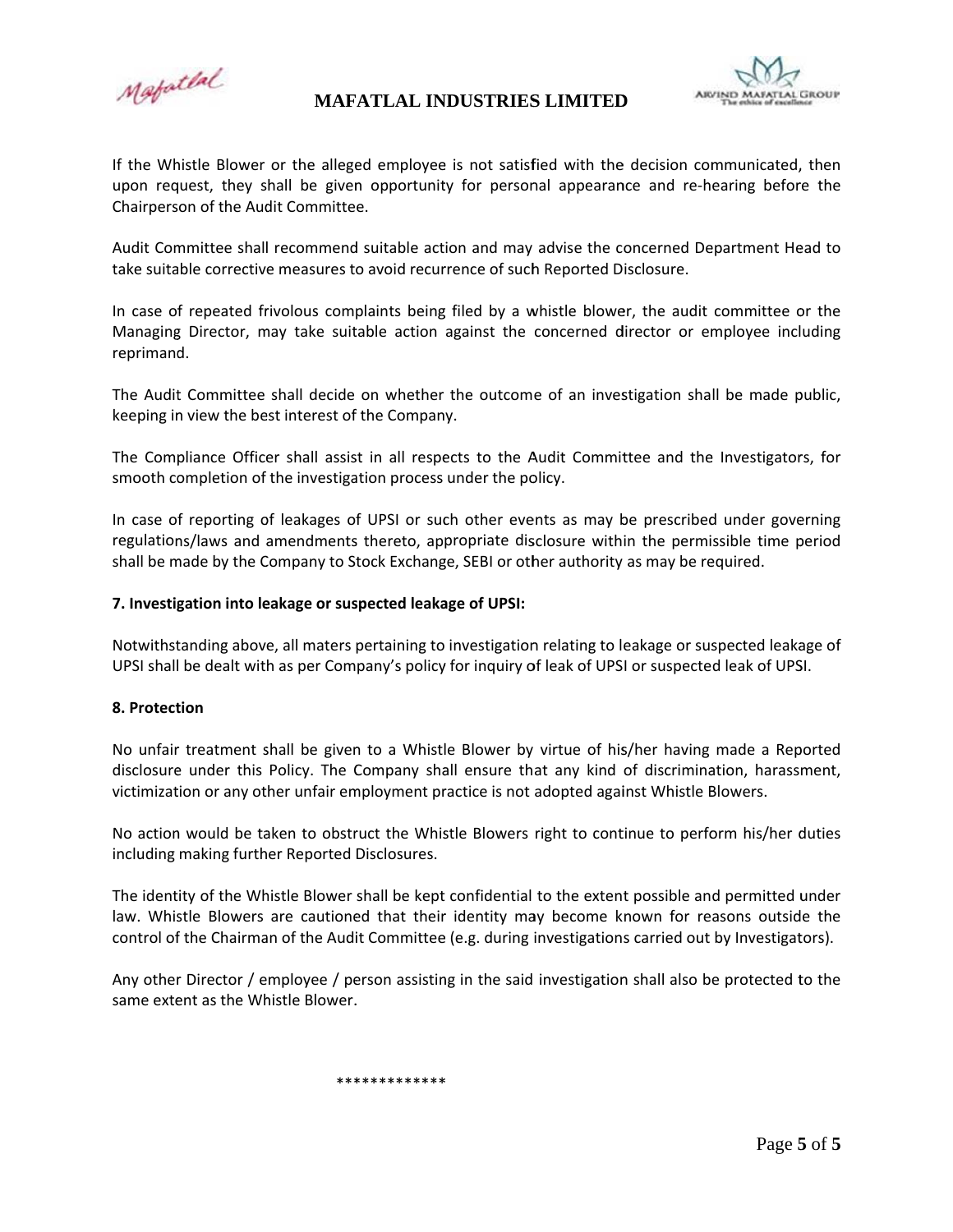If the Whistle Blower or the alleged employee is not satisfied with the decision communicated, then upon request, they shall be given opportunity for personal appearance and re-hearing before the Chairperson of the Audit Committee.

Audit Committee shall recommend suitable action and may advise the concerned Department Head to take suitable corrective measures to avoid recurrence of such Reported Disclosure.

In case of repeated frivolous complaints being filed by a whistle blower, the audit committee or the Managing Director, may take suitable action against the concerned director or employee including reprimand.

The Audit Committee shall decide on whether the outcome of an investigation shall be made public, keeping in view the best interest of the Company.

The Compliance Officer shall assist in all respects to the Audit Committee and the Investigators, for smooth completion of the investigation process under the policy.

In case of reporting of leakages of UPSI or such other events as may be prescribed under governing regulations/laws and amendments thereto, appropriate disclosure within the permissible time period shall be made by the Company to Stock Exchange, SEBI or other authority as may be required.

**7. Investigation into leakage or suspected leakage of UPSI:**

Notwithstanding above, all maters pertaining to investigation relating to leakage or suspected leakage of UPSI shall be dealt with as per Company's policy for inquiry of leak of UPSI or suspected leak of UPSI.

**8. Protection**

No unfair treatment shall be given to a Whistle Blower by virtue of his/her having made a Reported disclosure under this Policy. The Company shall ensure that any kind of discrimination, harassment, victimization or any other unfair employment practice is not adopted against Whistle Blowers.

No action would be taken to obstruct the Whistle Blowers right to continue to perform his/her duties including making further Reported Disclosures.

The identity of the Whistle Blower shall be kept confidential to the extent possible and permitted under law. Whistle Blowers are cautioned that their identity may become known for reasons outside the control of the Chairman of the Audit Committee (e.g. during investigations carried out by Investigators).

Any other Director / employee / person assisting in the said investigation shall also be protected to the same extent as the Whistle Blower.

*************